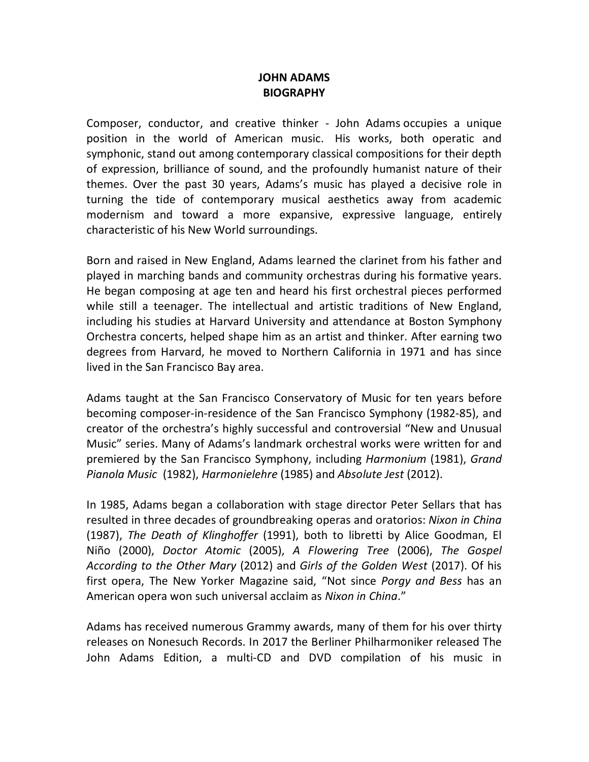# JOHN ADAMS
## BIOGRAPHY

Composer, conductor, and creative thinker - John Adams occupies a unique position in the world of American music. His works, both operatic and symphonic, stand out among contemporary classical compositions for their depth of expression, brilliance of sound, and the profoundly humanist nature of their themes. Over the past 30 years, Adams's music has played a decisive role in turning the tide of contemporary musical aesthetics away from academic modernism and toward a more expansive, expressive language, entirely characteristic of his New World surroundings.

Born and raised in New England, Adams learned the clarinet from his father and played in marching bands and community orchestras during his formative years. He began composing at age ten and heard his first orchestral pieces performed while still a teenager. The intellectual and artistic traditions of New England, including his studies at Harvard University and attendance at Boston Symphony Orchestra concerts, helped shape him as an artist and thinker. After earning two degrees from Harvard, he moved to Northern California in 1971 and has since lived in the San Francisco Bay area.

Adams taught at the San Francisco Conservatory of Music for ten years before becoming composer-in-residence of the San Francisco Symphony (1982-85), and creator of the orchestra's highly successful and controversial "New and Unusual Music" series. Many of Adams's landmark orchestral works were written for and premiered by the San Francisco Symphony, including *Harmonium* (1981), *Grand Pianola Music* (1982), *Harmonielehre* (1985) and *Absolute Jest* (2012).

In 1985, Adams began a collaboration with stage director Peter Sellars that has resulted in three decades of groundbreaking operas and oratorios: *Nixon in China* (1987), *The Death of Klinghoffer* (1991), both to libretti by Alice Goodman, El Niño (2000), *Doctor Atomic* (2005), *A Flowering Tree* (2006), *The Gospel According to the Other Mary* (2012) and *Girls of the Golden West* (2017). Of his first opera, The New Yorker Magazine said, "Not since *Porgy and Bess* has an American opera won such universal acclaim as *Nixon in China*."

Adams has received numerous Grammy awards, many of them for his over thirty releases on Nonesuch Records. In 2017 the Berliner Philharmoniker released The John Adams Edition, a multi-CD and DVD compilation of his music in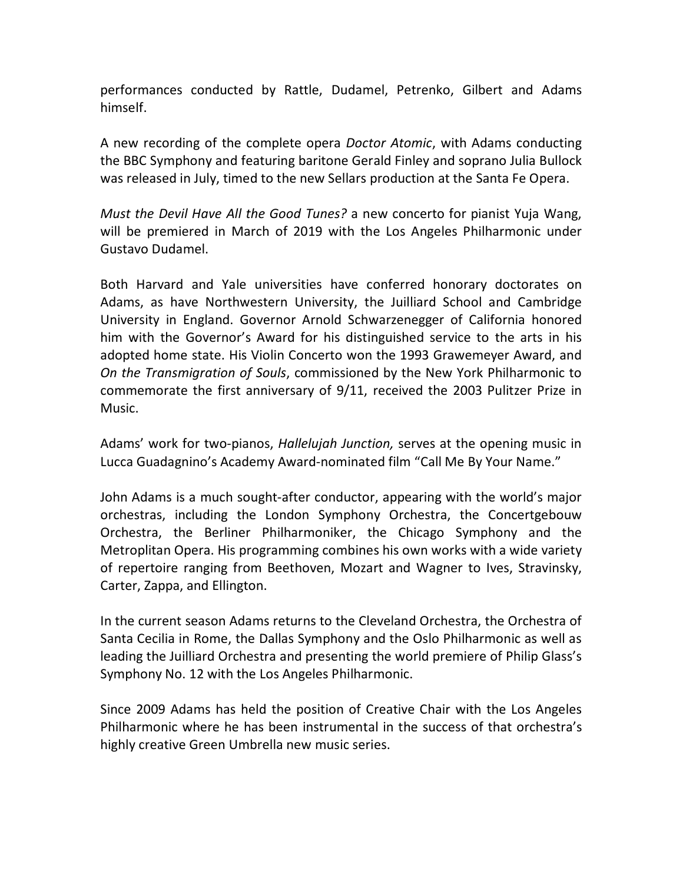performances conducted by Rattle, Dudamel, Petrenko, Gilbert and Adams himself.

A new recording of the complete opera *Doctor Atomic*, with Adams conducting the BBC Symphony and featuring baritone Gerald Finley and soprano Julia Bullock was released in July, timed to the new Sellars production at the Santa Fe Opera.

*Must the Devil Have All the Good Tunes?* a new concerto for pianist Yuja Wang, will be premiered in March of 2019 with the Los Angeles Philharmonic under Gustavo Dudamel.

Both Harvard and Yale universities have conferred honorary doctorates on Adams, as have Northwestern University, the Juilliard School and Cambridge University in England. Governor Arnold Schwarzenegger of California honored him with the Governor's Award for his distinguished service to the arts in his adopted home state. His Violin Concerto won the 1993 Grawemeyer Award, and *On the Transmigration of Souls*, commissioned by the New York Philharmonic to commemorate the first anniversary of 9/11, received the 2003 Pulitzer Prize in Music.

Adams' work for two-pianos, *Hallelujah Junction,* serves at the opening music in Lucca Guadagnino's Academy Award-nominated film "Call Me By Your Name."

John Adams is a much sought-after conductor, appearing with the world's major orchestras, including the London Symphony Orchestra, the Concertgebouw Orchestra, the Berliner Philharmoniker, the Chicago Symphony and the Metroplitan Opera. His programming combines his own works with a wide variety of repertoire ranging from Beethoven, Mozart and Wagner to Ives, Stravinsky, Carter, Zappa, and Ellington.

In the current season Adams returns to the Cleveland Orchestra, the Orchestra of Santa Cecilia in Rome, the Dallas Symphony and the Oslo Philharmonic as well as leading the Juilliard Orchestra and presenting the world premiere of Philip Glass's Symphony No. 12 with the Los Angeles Philharmonic.

Since 2009 Adams has held the position of Creative Chair with the Los Angeles Philharmonic where he has been instrumental in the success of that orchestra's highly creative Green Umbrella new music series.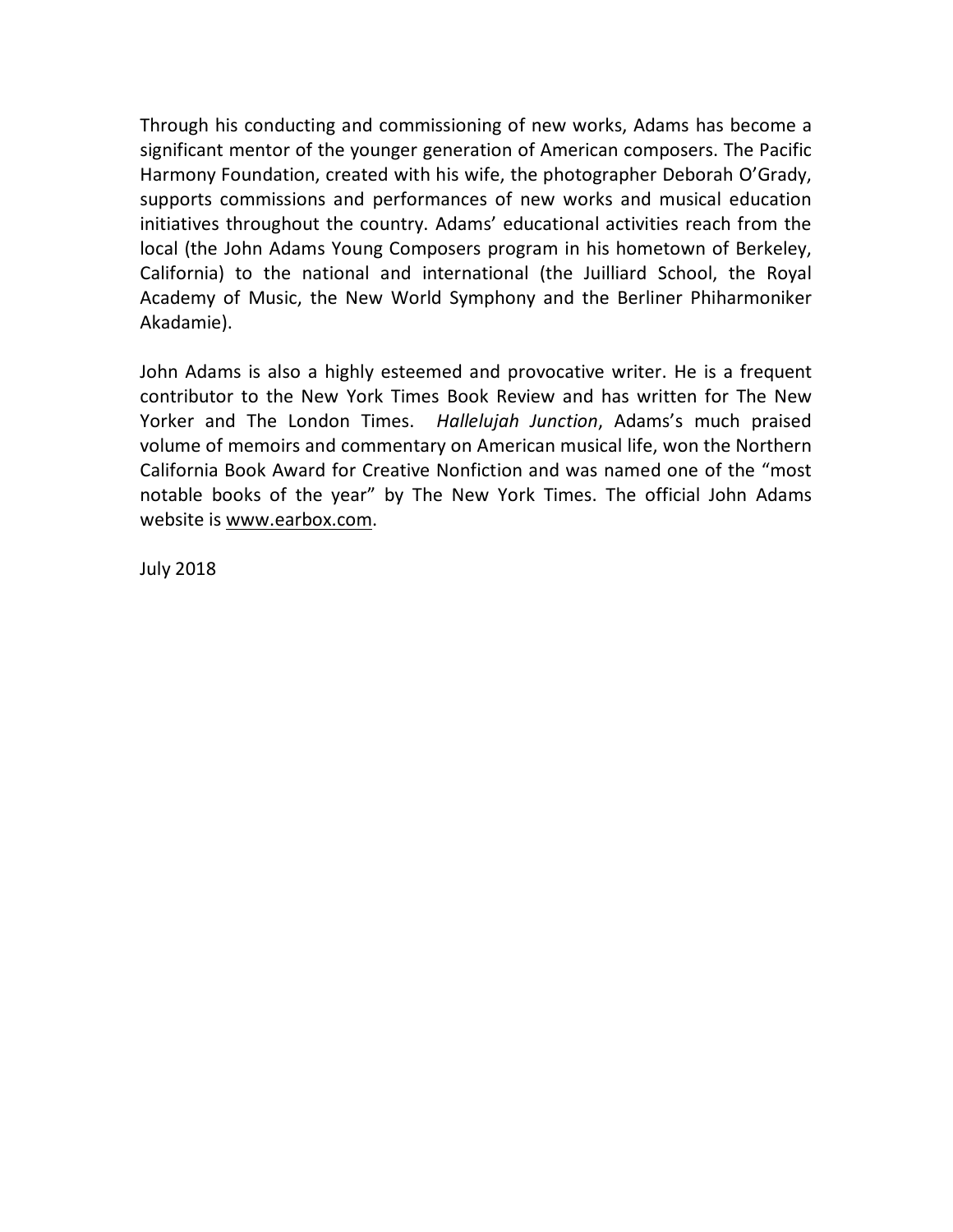Through his conducting and commissioning of new works, Adams has become a significant mentor of the younger generation of American composers. The Pacific Harmony Foundation, created with his wife, the photographer Deborah O'Grady, supports commissions and performances of new works and musical education initiatives throughout the country. Adams' educational activities reach from the local (the John Adams Young Composers program in his hometown of Berkeley, California) to the national and international (the Juilliard School, the Royal Academy of Music, the New World Symphony and the Berliner Phiharmoniker Akadamie).

John Adams is also a highly esteemed and provocative writer. He is a frequent contributor to the New York Times Book Review and has written for The New Yorker and The London Times. *Hallelujah Junction*, Adams's much praised volume of memoirs and commentary on American musical life, won the Northern California Book Award for Creative Nonfiction and was named one of the "most notable books of the year" by The New York Times. The official John Adams website is www.earbox.com.

July 2018